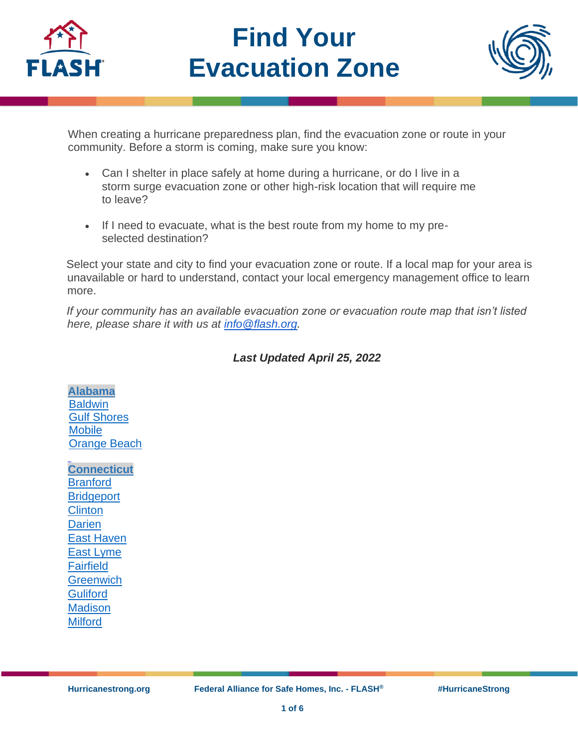# Find Your Evacuation Zone

When creating a hurricane preparedness plan, find the evacuation zone or route in your community. Before a storm is coming, make sure you know:

- Can I shelter in place safely at home during a hurricane, or do I live in a storm surge evacuation zone or other high-risk location that will require me to leave?
- If I need to evacuate, what is the best route from my home to my pre-selected destination?

Select your state and city to find your evacuation zone or route. If a local map for your area is unavailable or hard to understand, contact your local emergency management office to learn more.

*If your community has an available evacuation zone or evacuation route map that isn't listed here, please share it with us at info@flash.org.*

***Last Updated April 25, 2022***

**Alabama**
Baldwin
Gulf Shores
Mobile
Orange Beach

**Connecticut**
Branford
Bridgeport
Clinton
Darien
East Haven
East Lyme
Fairfield
Greenwich
Guliford
Madison
Milford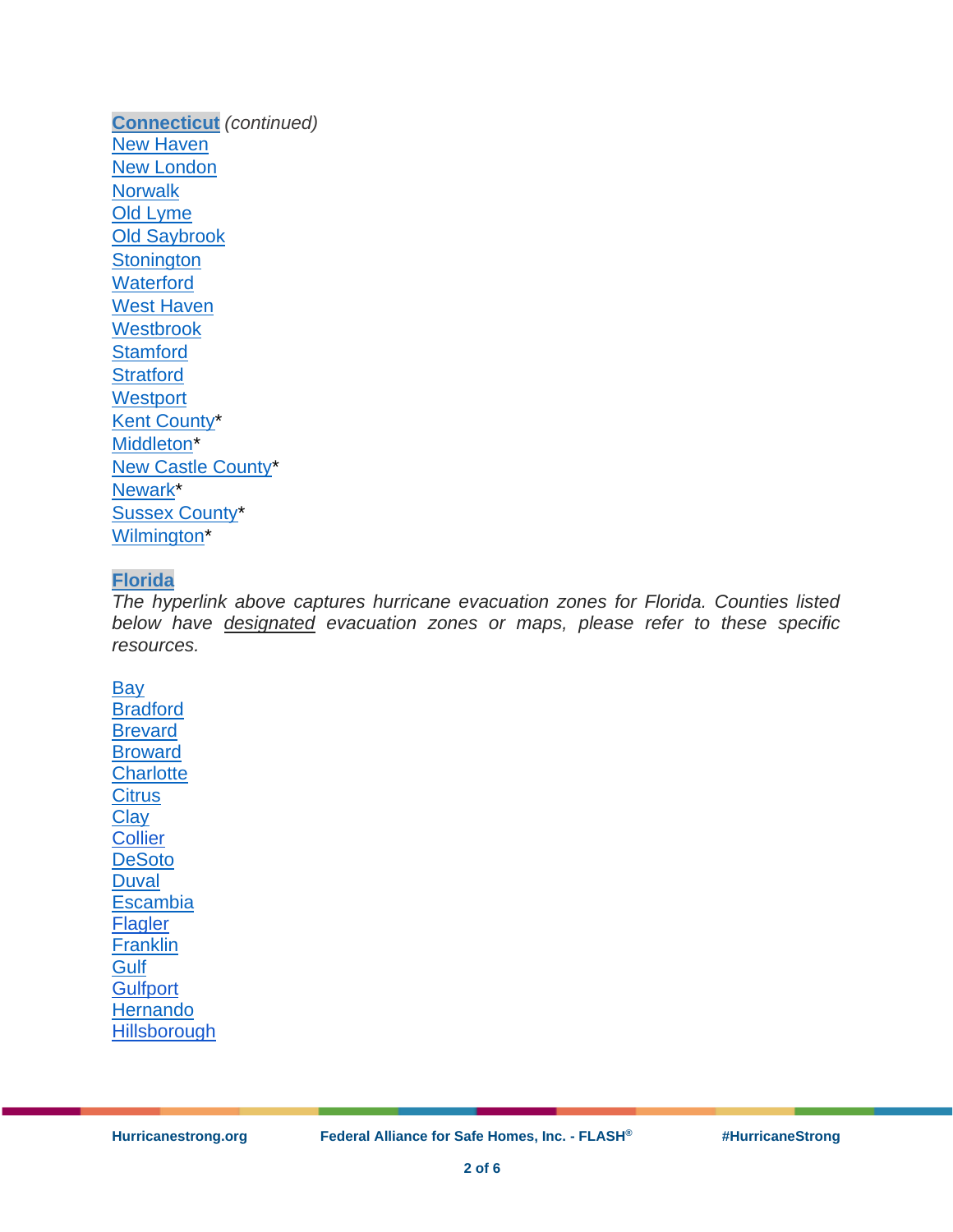**Connecticut** *(continued)*

New Haven
New London
Norwalk
Old Lyme
Old Saybrook
Stonington
Waterford
West Haven
Westbrook
Stamford
Stratford
Westport
Kent County*
Middleton*
New Castle County*
Newark*
Sussex County*
Wilmington*

**Florida**

*The hyperlink above captures hurricane evacuation zones for Florida. Counties listed below have designated evacuation zones or maps, please refer to these specific resources.*

Bay
Bradford
Brevard
Broward
Charlotte
Citrus
Clay
Collier
DeSoto
Duval
Escambia
Flagler
Franklin
Gulf
Gulfport
Hernando
Hillsborough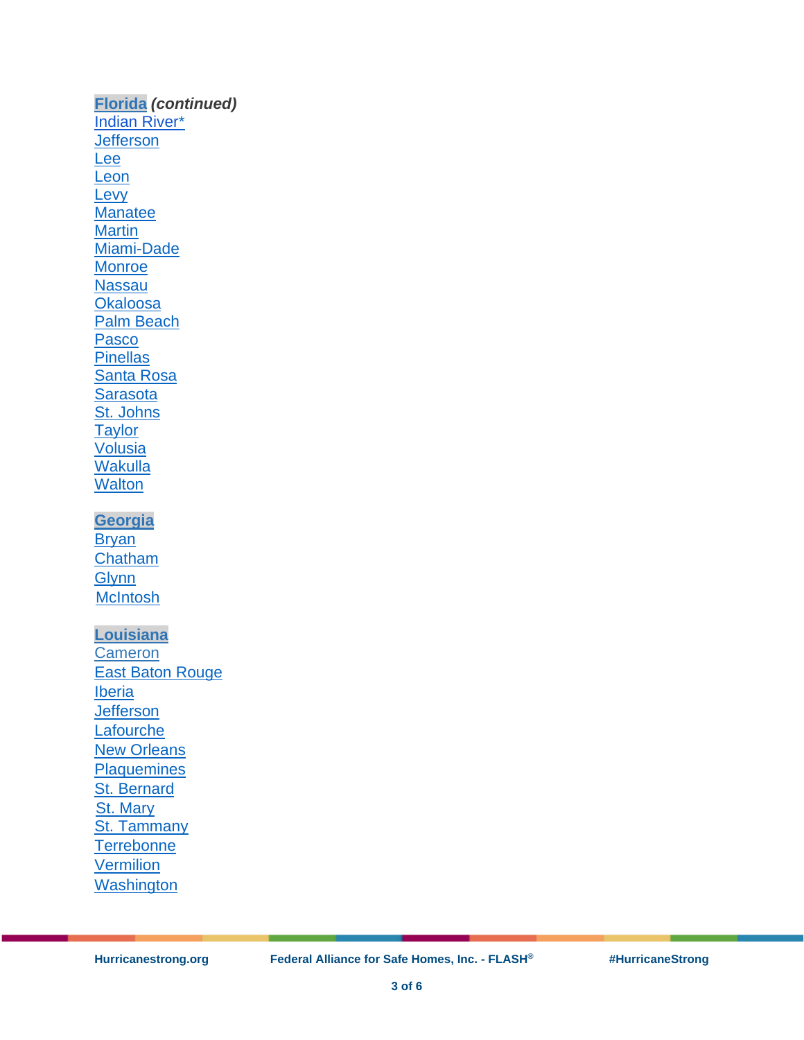**Florida** ***(continued)***

Indian River*
Jefferson
Lee
Leon
Levy
Manatee
Martin
Miami-Dade
Monroe
Nassau
Okaloosa
Palm Beach
Pasco
Pinellas
Santa Rosa
Sarasota
St. Johns
Taylor
Volusia
Wakulla
Walton

**Georgia**

Bryan
Chatham
Glynn
McIntosh

**Louisiana**

Cameron
East Baton Rouge
Iberia
Jefferson
Lafourche
New Orleans
Plaquemines
St. Bernard
St. Mary
St. Tammany
Terrebonne
Vermilion
Washington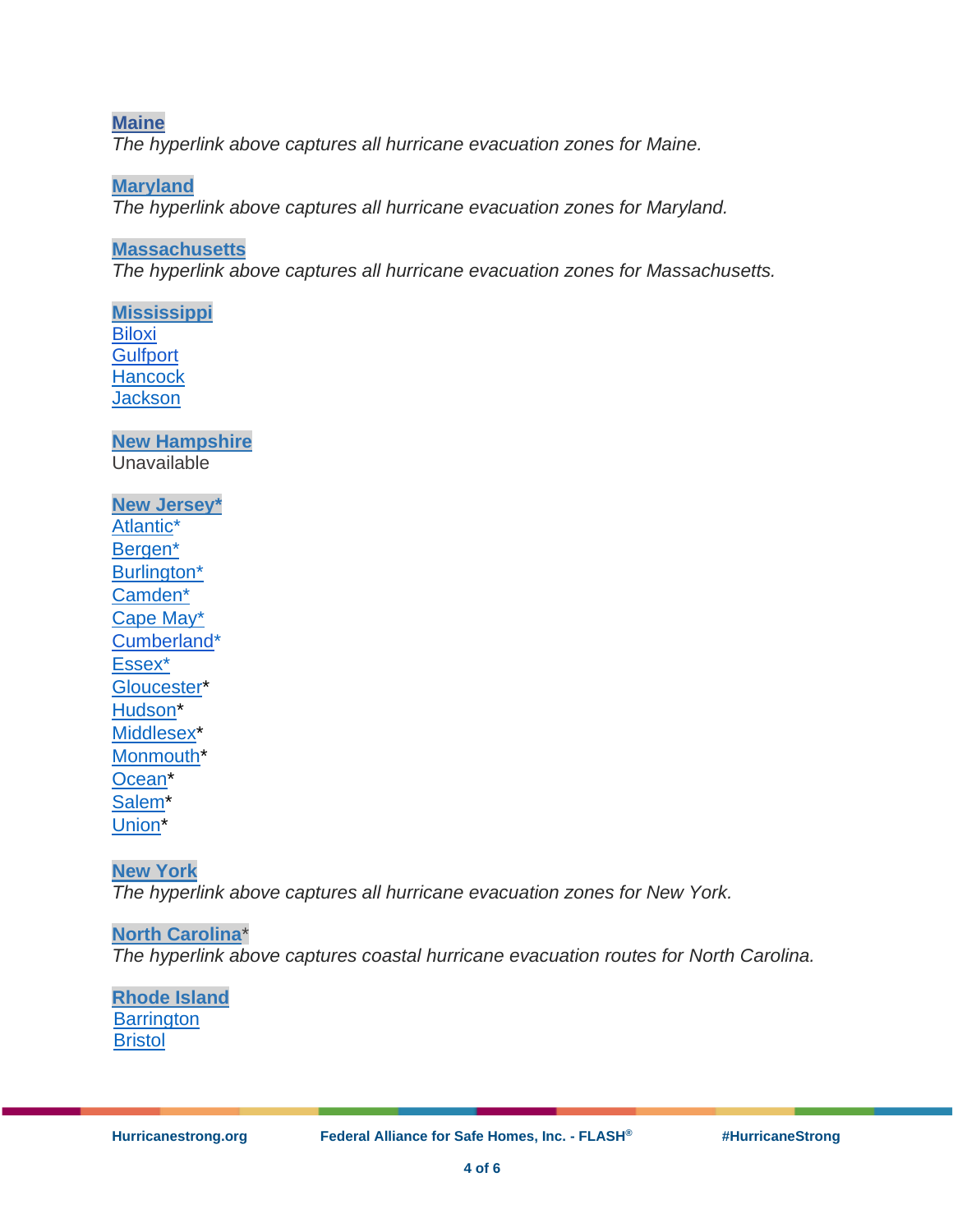**Maine**
*The hyperlink above captures all hurricane evacuation zones for Maine.*

**Maryland**
*The hyperlink above captures all hurricane evacuation zones for Maryland.*

**Massachusetts**
*The hyperlink above captures all hurricane evacuation zones for Massachusetts.*

**Mississippi**
Biloxi
Gulfport
Hancock
Jackson

**New Hampshire**
Unavailable

**New Jersey***
Atlantic*
Bergen*
Burlington*
Camden*
Cape May*
Cumberland*
Essex*
Gloucester*
Hudson*
Middlesex*
Monmouth*
Ocean*
Salem*
Union*

**New York**
*The hyperlink above captures all hurricane evacuation zones for New York.*

**North Carolina***
*The hyperlink above captures coastal hurricane evacuation routes for North Carolina.*

**Rhode Island**
Barrington
Bristol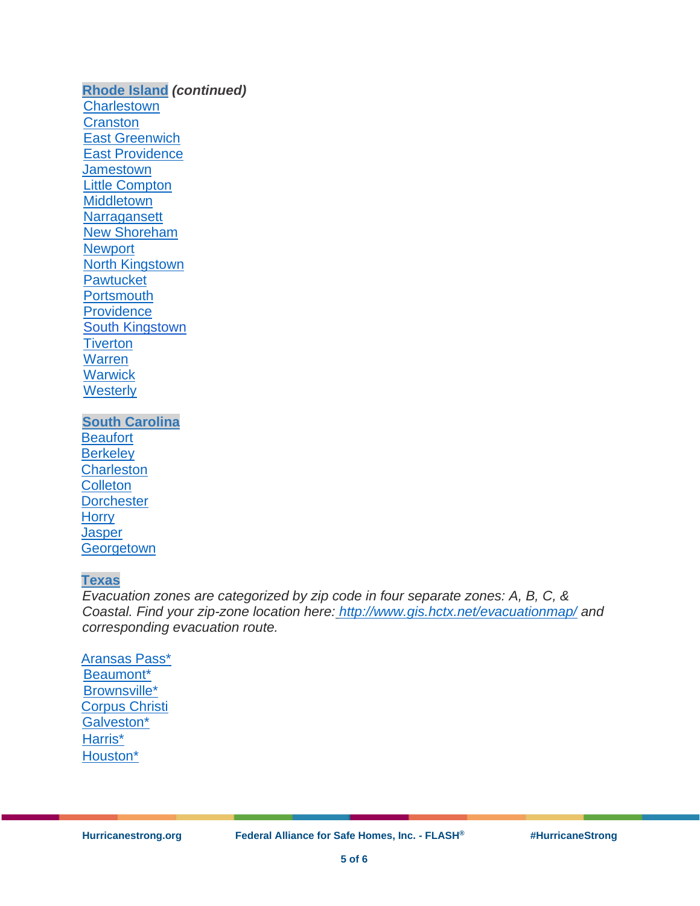**Rhode Island** ***(continued)***

Charlestown
Cranston
East Greenwich
East Providence
Jamestown
Little Compton
Middletown
Narragansett
New Shoreham
Newport
North Kingstown
Pawtucket
Portsmouth
Providence
South Kingstown
Tiverton
Warren
Warwick
Westerly

**South Carolina**

Beaufort
Berkeley
Charleston
Colleton
Dorchester
Horry
Jasper
Georgetown

**Texas**

*Evacuation zones are categorized by zip code in four separate zones: A, B, C, & Coastal. Find your zip-zone location here: http://www.gis.hctx.net/evacuationmap/ and corresponding evacuation route.*

Aransas Pass*
Beaumont*
Brownsville*
Corpus Christi
Galveston*
Harris*
Houston*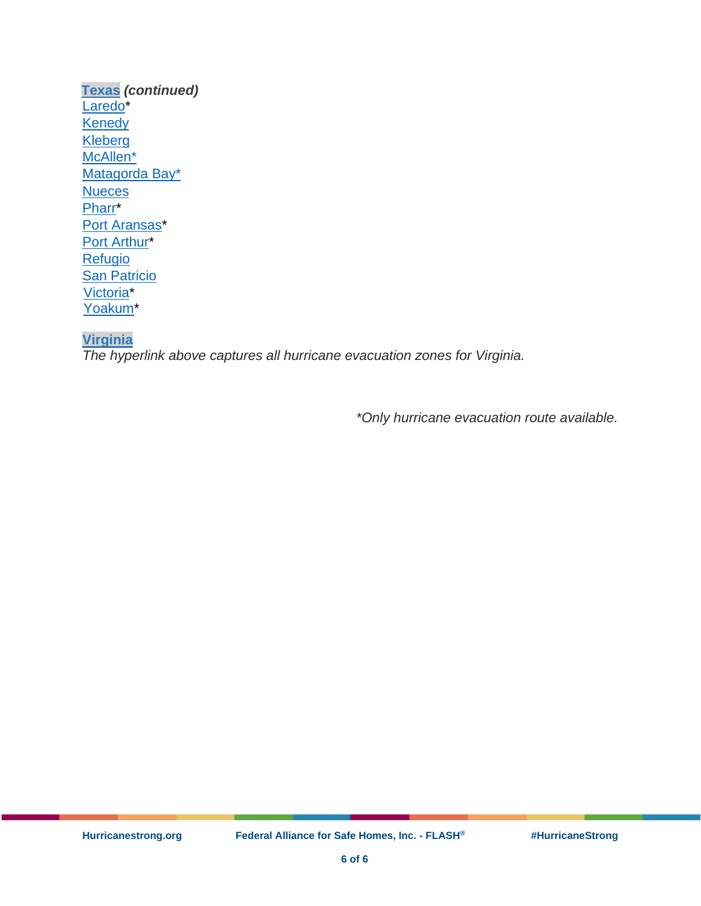**Texas** ***(continued)***

Laredo*
Kenedy
Kleberg
McAllen*
Matagorda Bay*
Nueces
Pharr*
Port Aransas*
Port Arthur*
Refugio
San Patricio
Victoria*
Yoakum*

**Virginia**

*The hyperlink above captures all hurricane evacuation zones for Virginia.*

**Only hurricane evacuation route available.*